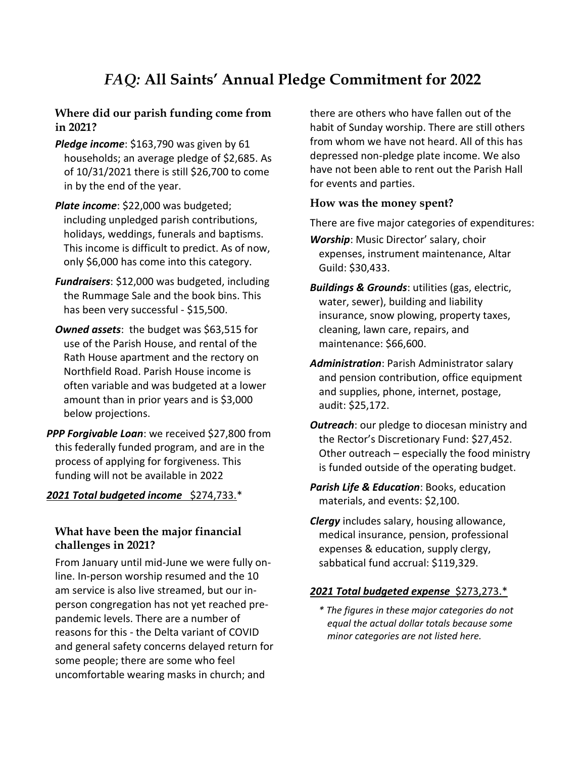# *FAQ:* All Saints' Annual Pledge Commitment for 2022

### Where did our parish funding come from in 2021?

***Pledge income***: $163,790 was given by 61 households; an average pledge of $2,685. As of 10/31/2021 there is still $26,700 to come in by the end of the year.

***Plate income***: $22,000 was budgeted; including unpledged parish contributions, holidays, weddings, funerals and baptisms. This income is difficult to predict. As of now, only $6,000 has come into this category.

***Fundraisers***: $12,000 was budgeted, including the Rummage Sale and the book bins. This has been very successful - $15,500.

***Owned assets***: the budget was $63,515 for use of the Parish House, and rental of the Rath House apartment and the rectory on Northfield Road. Parish House income is often variable and was budgeted at a lower amount than in prior years and is $3,000 below projections.

***PPP Forgivable Loan***: we received $27,800 from this federally funded program, and are in the process of applying for forgiveness. This funding will not be available in 2022

***2021 Total budgeted income*** $274,733.*

### What have been the major financial challenges in 2021?

From January until mid-June we were fully on-line. In-person worship resumed and the 10 am service is also live streamed, but our in-person congregation has not yet reached pre-pandemic levels. There are a number of reasons for this - the Delta variant of COVID and general safety concerns delayed return for some people; there are some who feel uncomfortable wearing masks in church; and there are others who have fallen out of the habit of Sunday worship. There are still others from whom we have not heard. All of this has depressed non-pledge plate income. We also have not been able to rent out the Parish Hall for events and parties.

### How was the money spent?

There are five major categories of expenditures:

***Worship***: Music Director' salary, choir expenses, instrument maintenance, Altar Guild: $30,433.

***Buildings & Grounds***: utilities (gas, electric, water, sewer), building and liability insurance, snow plowing, property taxes, cleaning, lawn care, repairs, and maintenance: $66,600.

***Administration***: Parish Administrator salary and pension contribution, office equipment and supplies, phone, internet, postage, audit: $25,172.

***Outreach***: our pledge to diocesan ministry and the Rector's Discretionary Fund: $27,452. Other outreach – especially the food ministry is funded outside of the operating budget.

***Parish Life & Education***: Books, education materials, and events: $2,100.

***Clergy*** includes salary, housing allowance, medical insurance, pension, professional expenses & education, supply clergy, sabbatical fund accrual: $119,329.

***2021 Total budgeted expense*** $273,273.*

*\* The figures in these major categories do not equal the actual dollar totals because some minor categories are not listed here.*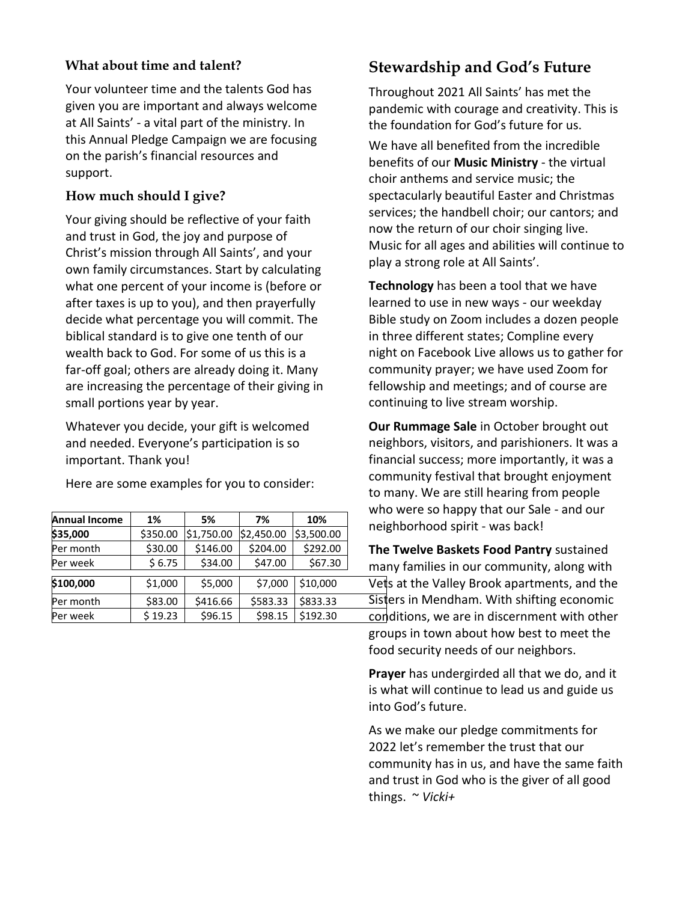### What about time and talent?

Your volunteer time and the talents God has given you are important and always welcome at All Saints' - a vital part of the ministry. In this Annual Pledge Campaign we are focusing on the parish's financial resources and support.

### How much should I give?

Your giving should be reflective of your faith and trust in God, the joy and purpose of Christ's mission through All Saints', and your own family circumstances. Start by calculating what one percent of your income is (before or after taxes is up to you), and then prayerfully decide what percentage you will commit. The biblical standard is to give one tenth of our wealth back to God. For some of us this is a far-off goal; others are already doing it. Many are increasing the percentage of their giving in small portions year by year.

Whatever you decide, your gift is welcomed and needed. Everyone's participation is so important. Thank you!

Here are some examples for you to consider:

| Annual Income | 1% | 5% | 7% | 10% |
|---|---|---|---|---|
| **$35,000** | $350.00 | $1,750.00 | $2,450.00 | $3,500.00 |
| Per month | $30.00 | $146.00 | $204.00 | $292.00 |
| Per week | $ 6.75 | $34.00 | $47.00 | $67.30 |
| **$100,000** | $1,000 | $5,000 | $7,000 | $10,000 |
| Per month | $83.00 | $416.66 | $583.33 | $833.33 |
| Per week | $ 19.23 | $96.15 | $98.15 | $192.30 |

## Stewardship and God's Future

Throughout 2021 All Saints' has met the pandemic with courage and creativity. This is the foundation for God's future for us.

We have all benefited from the incredible benefits of our **Music Ministry** - the virtual choir anthems and service music; the spectacularly beautiful Easter and Christmas services; the handbell choir; our cantors; and now the return of our choir singing live. Music for all ages and abilities will continue to play a strong role at All Saints'.

**Technology** has been a tool that we have learned to use in new ways - our weekday Bible study on Zoom includes a dozen people in three different states; Compline every night on Facebook Live allows us to gather for community prayer; we have used Zoom for fellowship and meetings; and of course are continuing to live stream worship.

**Our Rummage Sale** in October brought out neighbors, visitors, and parishioners. It was a financial success; more importantly, it was a community festival that brought enjoyment to many. We are still hearing from people who were so happy that our Sale - and our neighborhood spirit - was back!

**The Twelve Baskets Food Pantry** sustained many families in our community, along with Vets at the Valley Brook apartments, and the Sisters in Mendham. With shifting economic conditions, we are in discernment with other groups in town about how best to meet the food security needs of our neighbors.

**Prayer** has undergirded all that we do, and it is what will continue to lead us and guide us into God's future.

As we make our pledge commitments for 2022 let's remember the trust that our community has in us, and have the same faith and trust in God who is the giver of all good things. ~ *Vicki+*